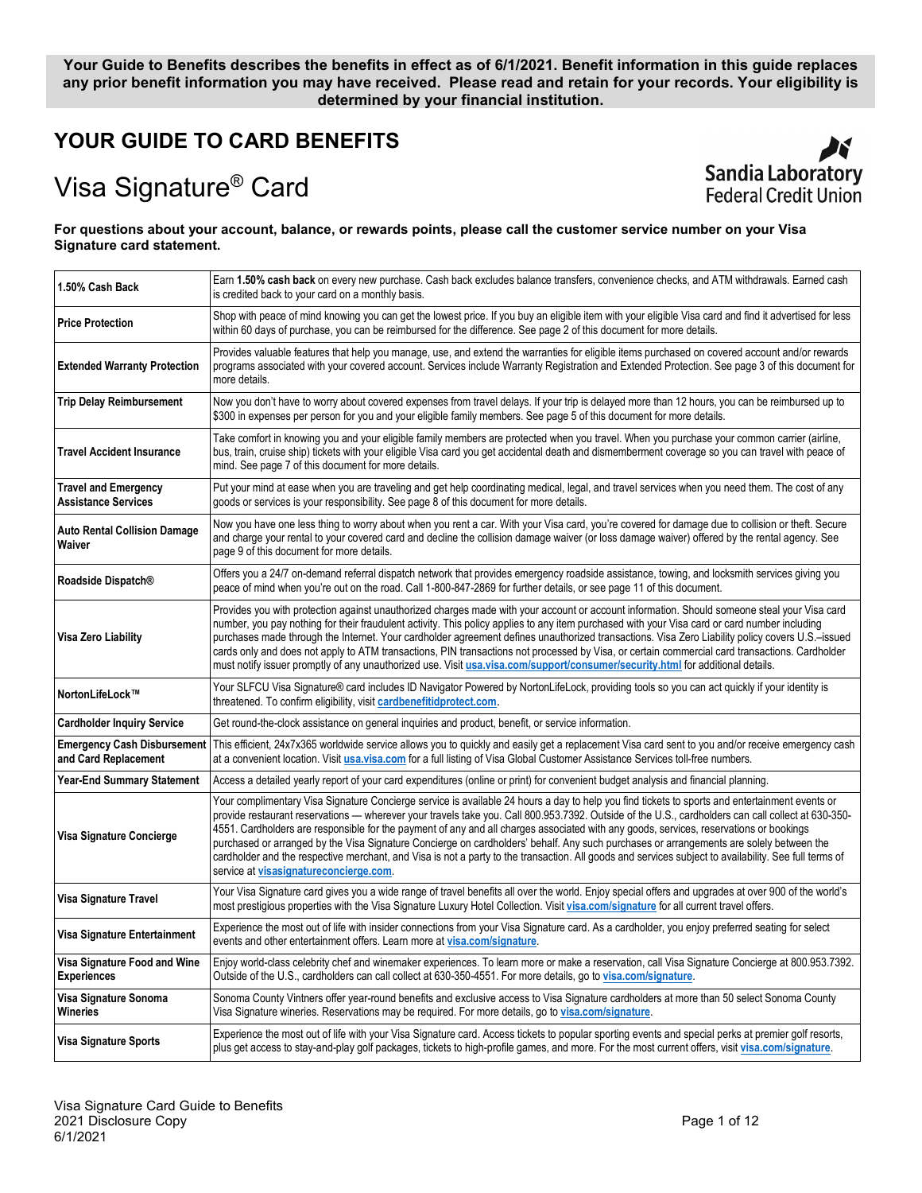**Your Guide to Benefits describes the benefits in effect as of 6/1/2021. Benefit information in this guide replaces any prior benefit information you may have received. Please read and retain for your records. Your eligibility is determined by your financial institution.**

## YOUR GUIDE TO CARD BENEFITS

# Visa Signature® Card

Sandia Laboratory Federal Credit Union

**For questions about your account, balance, or rewards points, please call the customer service number on your Visa Signature card statement.**

| | |
|---|---|
| **1.50% Cash Back** | Earn **1.50% cash back** on every new purchase. Cash back excludes balance transfers, convenience checks, and ATM withdrawals. Earned cash is credited back to your card on a monthly basis. |
| **Price Protection** | Shop with peace of mind knowing you can get the lowest price. If you buy an eligible item with your eligible Visa card and find it advertised for less within 60 days of purchase, you can be reimbursed for the difference. See page 2 of this document for more details. |
| **Extended Warranty Protection** | Provides valuable features that help you manage, use, and extend the warranties for eligible items purchased on covered account and/or rewards programs associated with your covered account. Services include Warranty Registration and Extended Protection. See page 3 of this document for more details. |
| **Trip Delay Reimbursement** | Now you don't have to worry about covered expenses from travel delays. If your trip is delayed more than 12 hours, you can be reimbursed up to $300 in expenses per person for you and your eligible family members. See page 5 of this document for more details. |
| **Travel Accident Insurance** | Take comfort in knowing you and your eligible family members are protected when you travel. When you purchase your common carrier (airline, bus, train, cruise ship) tickets with your eligible Visa card you get accidental death and dismemberment coverage so you can travel with peace of mind. See page 7 of this document for more details. |
| **Travel and Emergency Assistance Services** | Put your mind at ease when you are traveling and get help coordinating medical, legal, and travel services when you need them. The cost of any goods or services is your responsibility. See page 8 of this document for more details. |
| **Auto Rental Collision Damage Waiver** | Now you have one less thing to worry about when you rent a car. With your Visa card, you're covered for damage due to collision or theft. Secure and charge your rental to your covered card and decline the collision damage waiver (or loss damage waiver) offered by the rental agency. See page 9 of this document for more details. |
| **Roadside Dispatch®** | Offers you a 24/7 on-demand referral dispatch network that provides emergency roadside assistance, towing, and locksmith services giving you peace of mind when you're out on the road. Call 1-800-847-2869 for further details, or see page 11 of this document. |
| **Visa Zero Liability** | Provides you with protection against unauthorized charges made with your account or account information. Should someone steal your Visa card number, you pay nothing for their fraudulent activity. This policy applies to any item purchased with your Visa card or card number including purchases made through the Internet. Your cardholder agreement defines unauthorized transactions. Visa Zero Liability policy covers U.S.–issued cards only and does not apply to ATM transactions, PIN transactions not processed by Visa, or certain commercial card transactions. Cardholder must notify issuer promptly of any unauthorized use. Visit **usa.visa.com/support/consumer/security.html** for additional details. |
| **NortonLifeLock™** | Your SLFCU Visa Signature® card includes ID Navigator Powered by NortonLifeLock, providing tools so you can act quickly if your identity is threatened. To confirm eligibility, visit **cardbenefitidprotect.com**. |
| **Cardholder Inquiry Service** | Get round-the-clock assistance on general inquiries and product, benefit, or service information. |
| **Emergency Cash Disbursement and Card Replacement** | This efficient, 24x7x365 worldwide service allows you to quickly and easily get a replacement Visa card sent to you and/or receive emergency cash at a convenient location. Visit **usa.visa.com** for a full listing of Visa Global Customer Assistance Services toll-free numbers. |
| **Year-End Summary Statement** | Access a detailed yearly report of your card expenditures (online or print) for convenient budget analysis and financial planning. |
| **Visa Signature Concierge** | Your complimentary Visa Signature Concierge service is available 24 hours a day to help you find tickets to sports and entertainment events or provide restaurant reservations — wherever your travels take you. Call 800.953.7392. Outside of the U.S., cardholders can call collect at 630-350-4551. Cardholders are responsible for the payment of any and all charges associated with any goods, services, reservations or bookings purchased or arranged by the Visa Signature Concierge on cardholders' behalf. Any such purchases or arrangements are solely between the cardholder and the respective merchant, and Visa is not a party to the transaction. All goods and services subject to availability. See full terms of service at **visasignatureconcierge.com**. |
| **Visa Signature Travel** | Your Visa Signature card gives you a wide range of travel benefits all over the world. Enjoy special offers and upgrades at over 900 of the world's most prestigious properties with the Visa Signature Luxury Hotel Collection. Visit **visa.com/signature** for all current travel offers. |
| **Visa Signature Entertainment** | Experience the most out of life with insider connections from your Visa Signature card. As a cardholder, you enjoy preferred seating for select events and other entertainment offers. Learn more at **visa.com/signature**. |
| **Visa Signature Food and Wine Experiences** | Enjoy world-class celebrity chef and winemaker experiences. To learn more or make a reservation, call Visa Signature Concierge at 800.953.7392. Outside of the U.S., cardholders can call collect at 630-350-4551. For more details, go to **visa.com/signature**. |
| **Visa Signature Sonoma Wineries** | Sonoma County Vintners offer year-round benefits and exclusive access to Visa Signature cardholders at more than 50 select Sonoma County Visa Signature wineries. Reservations may be required. For more details, go to **visa.com/signature**. |
| **Visa Signature Sports** | Experience the most out of life with your Visa Signature card. Access tickets to popular sporting events and special perks at premier golf resorts, plus get access to stay-and-play golf packages, tickets to high-profile games, and more. For the most current offers, visit **visa.com/signature**. |

Visa Signature Card Guide to Benefits
2021 Disclosure Copy
6/1/2021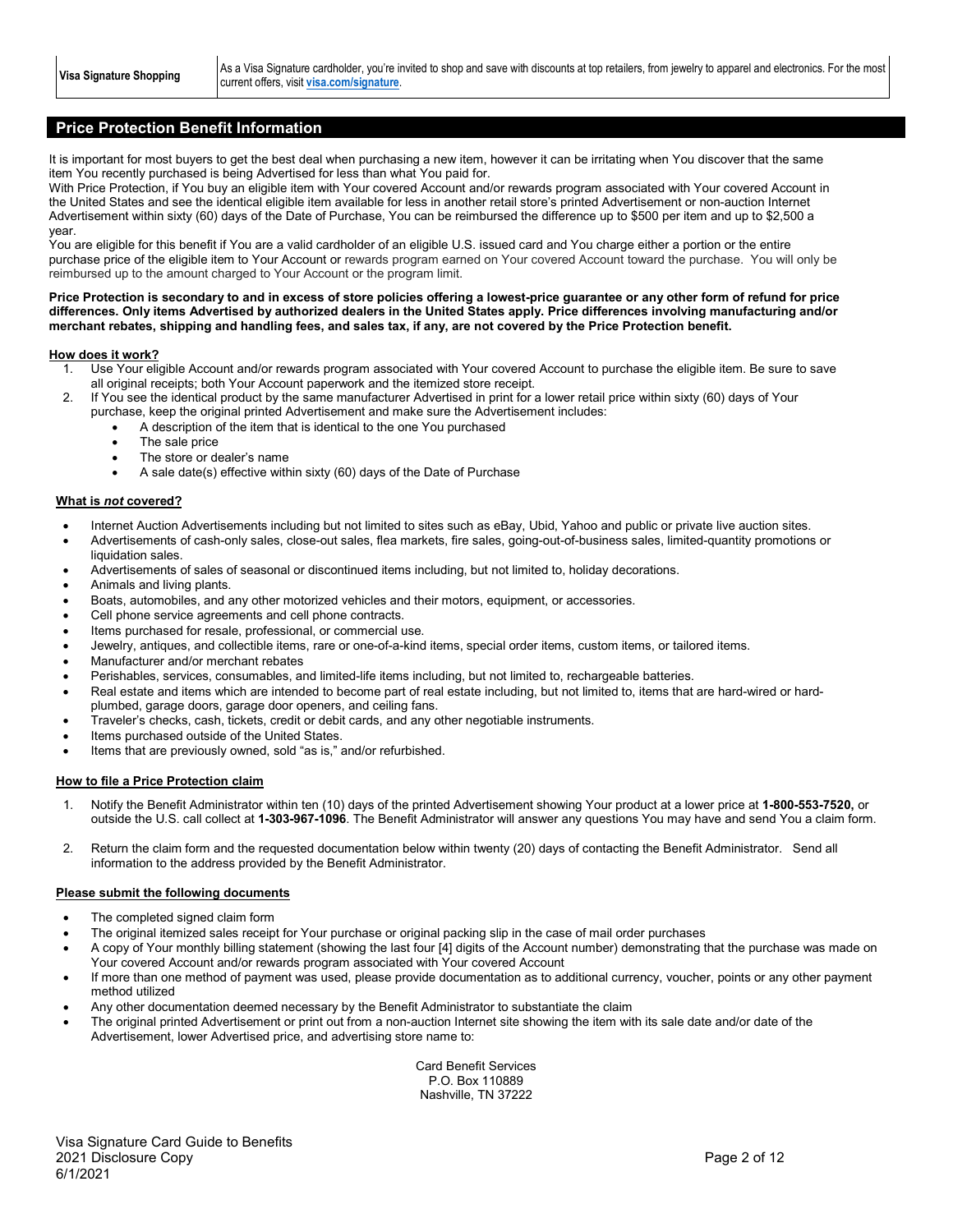| Visa Signature Shopping | As a Visa Signature cardholder, you're invited to shop and save with discounts at top retailers, from jewelry to apparel and electronics. For the most current offers, visit **visa.com/signature**. |
| --- | --- |

## Price Protection Benefit Information

It is important for most buyers to get the best deal when purchasing a new item, however it can be irritating when You discover that the same item You recently purchased is being Advertised for less than what You paid for.

With Price Protection, if You buy an eligible item with Your covered Account and/or rewards program associated with Your covered Account in the United States and see the identical eligible item available for less in another retail store's printed Advertisement or non-auction Internet Advertisement within sixty (60) days of the Date of Purchase, You can be reimbursed the difference up to $500 per item and up to $2,500 a year.

You are eligible for this benefit if You are a valid cardholder of an eligible U.S. issued card and You charge either a portion or the entire purchase price of the eligible item to Your Account or rewards program earned on Your covered Account toward the purchase. You will only be reimbursed up to the amount charged to Your Account or the program limit.

**Price Protection is secondary to and in excess of store policies offering a lowest-price guarantee or any other form of refund for price differences. Only items Advertised by authorized dealers in the United States apply. Price differences involving manufacturing and/or merchant rebates, shipping and handling fees, and sales tax, if any, are not covered by the Price Protection benefit.**

**How does it work?**

1. Use Your eligible Account and/or rewards program associated with Your covered Account to purchase the eligible item. Be sure to save all original receipts; both Your Account paperwork and the itemized store receipt.
2. If You see the identical product by the same manufacturer Advertised in print for a lower retail price within sixty (60) days of Your purchase, keep the original printed Advertisement and make sure the Advertisement includes:
   - A description of the item that is identical to the one You purchased
   - The sale price
   - The store or dealer's name
   - A sale date(s) effective within sixty (60) days of the Date of Purchase

**What is *not* covered?**

- Internet Auction Advertisements including but not limited to sites such as eBay, Ubid, Yahoo and public or private live auction sites.
- Advertisements of cash-only sales, close-out sales, flea markets, fire sales, going-out-of-business sales, limited-quantity promotions or liquidation sales.
- Advertisements of sales of seasonal or discontinued items including, but not limited to, holiday decorations.
- Animals and living plants.
- Boats, automobiles, and any other motorized vehicles and their motors, equipment, or accessories.
- Cell phone service agreements and cell phone contracts.
- Items purchased for resale, professional, or commercial use.
- Jewelry, antiques, and collectible items, rare or one-of-a-kind items, special order items, custom items, or tailored items.
- Manufacturer and/or merchant rebates
- Perishables, services, consumables, and limited-life items including, but not limited to, rechargeable batteries.
- Real estate and items which are intended to become part of real estate including, but not limited to, items that are hard-wired or hard-plumbed, garage doors, garage door openers, and ceiling fans.
- Traveler's checks, cash, tickets, credit or debit cards, and any other negotiable instruments.
- Items purchased outside of the United States.
- Items that are previously owned, sold "as is," and/or refurbished.

**How to file a Price Protection claim**

1. Notify the Benefit Administrator within ten (10) days of the printed Advertisement showing Your product at a lower price at **1-800-553-7520,** or outside the U.S. call collect at **1-303-967-1096**. The Benefit Administrator will answer any questions You may have and send You a claim form.
2. Return the claim form and the requested documentation below within twenty (20) days of contacting the Benefit Administrator. Send all information to the address provided by the Benefit Administrator.

**Please submit the following documents**

- The completed signed claim form
- The original itemized sales receipt for Your purchase or original packing slip in the case of mail order purchases
- A copy of Your monthly billing statement (showing the last four [4] digits of the Account number) demonstrating that the purchase was made on Your covered Account and/or rewards program associated with Your covered Account
- If more than one method of payment was used, please provide documentation as to additional currency, voucher, points or any other payment method utilized
- Any other documentation deemed necessary by the Benefit Administrator to substantiate the claim
- The original printed Advertisement or print out from a non-auction Internet site showing the item with its sale date and/or date of the Advertisement, lower Advertised price, and advertising store name to:

Card Benefit Services
P.O. Box 110889
Nashville, TN 37222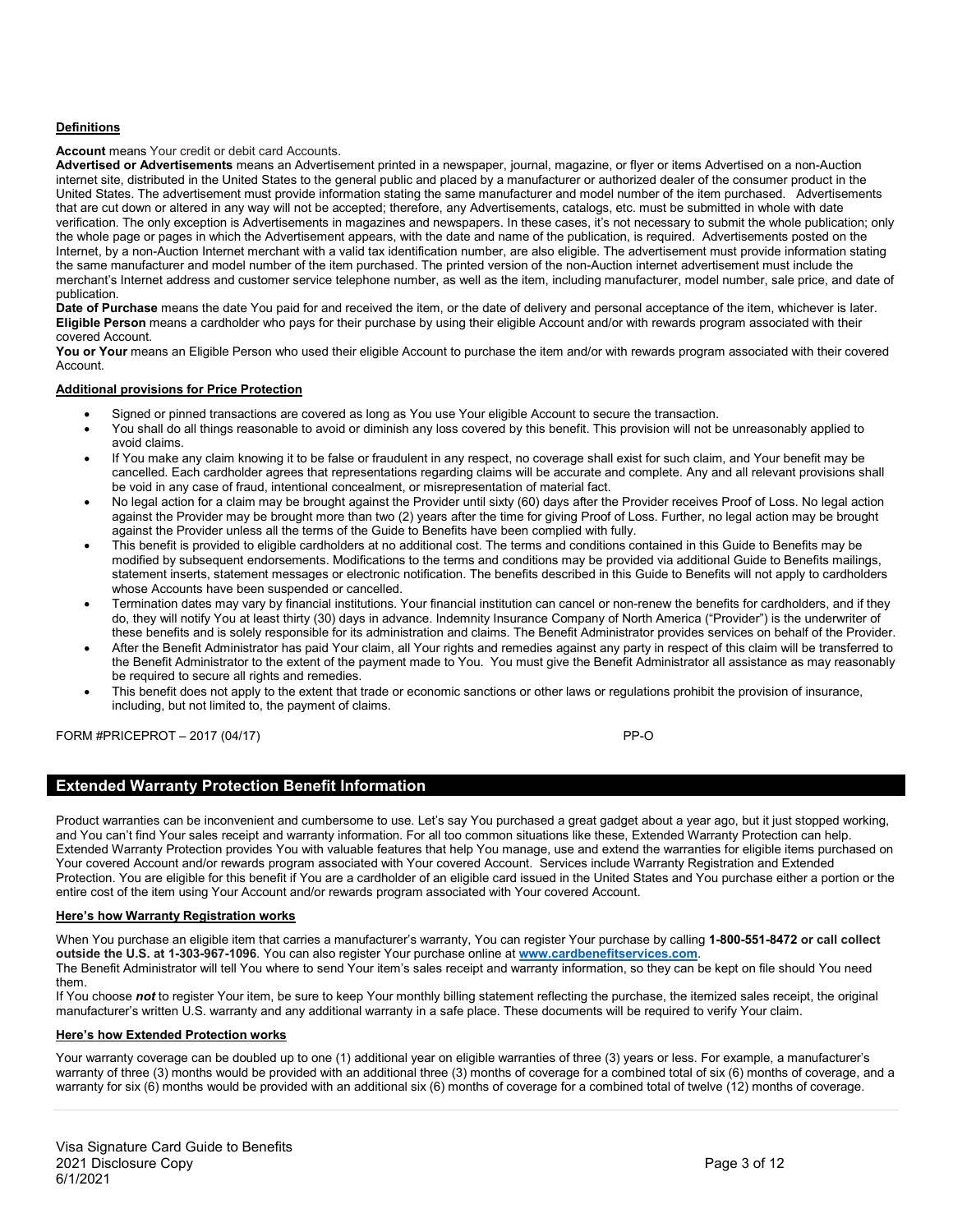### Definitions

**Account** means Your credit or debit card Accounts.
**Advertised or Advertisements** means an Advertisement printed in a newspaper, journal, magazine, or flyer or items Advertised on a non-Auction internet site, distributed in the United States to the general public and placed by a manufacturer or authorized dealer of the consumer product in the United States. The advertisement must provide information stating the same manufacturer and model number of the item purchased. Advertisements that are cut down or altered in any way will not be accepted; therefore, any Advertisements, catalogs, etc. must be submitted in whole with date verification. The only exception is Advertisements in magazines and newspapers. In these cases, it's not necessary to submit the whole publication; only the whole page or pages in which the Advertisement appears, with the date and name of the publication, is required. Advertisements posted on the Internet, by a non-Auction Internet merchant with a valid tax identification number, are also eligible. The advertisement must provide information stating the same manufacturer and model number of the item purchased. The printed version of the non-Auction internet advertisement must include the merchant's Internet address and customer service telephone number, as well as the item, including manufacturer, model number, sale price, and date of publication.
**Date of Purchase** means the date You paid for and received the item, or the date of delivery and personal acceptance of the item, whichever is later.
**Eligible Person** means a cardholder who pays for their purchase by using their eligible Account and/or with rewards program associated with their covered Account.
**You or Your** means an Eligible Person who used their eligible Account to purchase the item and/or with rewards program associated with their covered Account.

### Additional provisions for Price Protection

- Signed or pinned transactions are covered as long as You use Your eligible Account to secure the transaction.
- You shall do all things reasonable to avoid or diminish any loss covered by this benefit. This provision will not be unreasonably applied to avoid claims.
- If You make any claim knowing it to be false or fraudulent in any respect, no coverage shall exist for such claim, and Your benefit may be cancelled. Each cardholder agrees that representations regarding claims will be accurate and complete. Any and all relevant provisions shall be void in any case of fraud, intentional concealment, or misrepresentation of material fact.
- No legal action for a claim may be brought against the Provider until sixty (60) days after the Provider receives Proof of Loss. No legal action against the Provider may be brought more than two (2) years after the time for giving Proof of Loss. Further, no legal action may be brought against the Provider unless all the terms of the Guide to Benefits have been complied with fully.
- This benefit is provided to eligible cardholders at no additional cost. The terms and conditions contained in this Guide to Benefits may be modified by subsequent endorsements. Modifications to the terms and conditions may be provided via additional Guide to Benefits mailings, statement inserts, statement messages or electronic notification. The benefits described in this Guide to Benefits will not apply to cardholders whose Accounts have been suspended or cancelled.
- Termination dates may vary by financial institutions. Your financial institution can cancel or non-renew the benefits for cardholders, and if they do, they will notify You at least thirty (30) days in advance. Indemnity Insurance Company of North America ("Provider") is the underwriter of these benefits and is solely responsible for its administration and claims. The Benefit Administrator provides services on behalf of the Provider.
- After the Benefit Administrator has paid Your claim, all Your rights and remedies against any party in respect of this claim will be transferred to the Benefit Administrator to the extent of the payment made to You. You must give the Benefit Administrator all assistance as may reasonably be required to secure all rights and remedies.
- This benefit does not apply to the extent that trade or economic sanctions or other laws or regulations prohibit the provision of insurance, including, but not limited to, the payment of claims.

FORM #PRICEPROT – 2017 (04/17) PP-O

## Extended Warranty Protection Benefit Information

Product warranties can be inconvenient and cumbersome to use. Let's say You purchased a great gadget about a year ago, but it just stopped working, and You can't find Your sales receipt and warranty information. For all too common situations like these, Extended Warranty Protection can help. Extended Warranty Protection provides You with valuable features that help You manage, use and extend the warranties for eligible items purchased on Your covered Account and/or rewards program associated with Your covered Account. Services include Warranty Registration and Extended Protection. You are eligible for this benefit if You are a cardholder of an eligible card issued in the United States and You purchase either a portion or the entire cost of the item using Your Account and/or rewards program associated with Your covered Account.

### Here's how Warranty Registration works

When You purchase an eligible item that carries a manufacturer's warranty, You can register Your purchase by calling **1-800-551-8472 or call collect outside the U.S. at 1-303-967-1096**. You can also register Your purchase online at [www.cardbenefitservices.com](www.cardbenefitservices.com).
The Benefit Administrator will tell You where to send Your item's sales receipt and warranty information, so they can be kept on file should You need them.
If You choose ***not*** to register Your item, be sure to keep Your monthly billing statement reflecting the purchase, the itemized sales receipt, the original manufacturer's written U.S. warranty and any additional warranty in a safe place. These documents will be required to verify Your claim.

### Here's how Extended Protection works

Your warranty coverage can be doubled up to one (1) additional year on eligible warranties of three (3) years or less. For example, a manufacturer's warranty of three (3) months would be provided with an additional three (3) months of coverage for a combined total of six (6) months of coverage, and a warranty for six (6) months would be provided with an additional six (6) months of coverage for a combined total of twelve (12) months of coverage.

Visa Signature Card Guide to Benefits
2021 Disclosure Copy
6/1/2021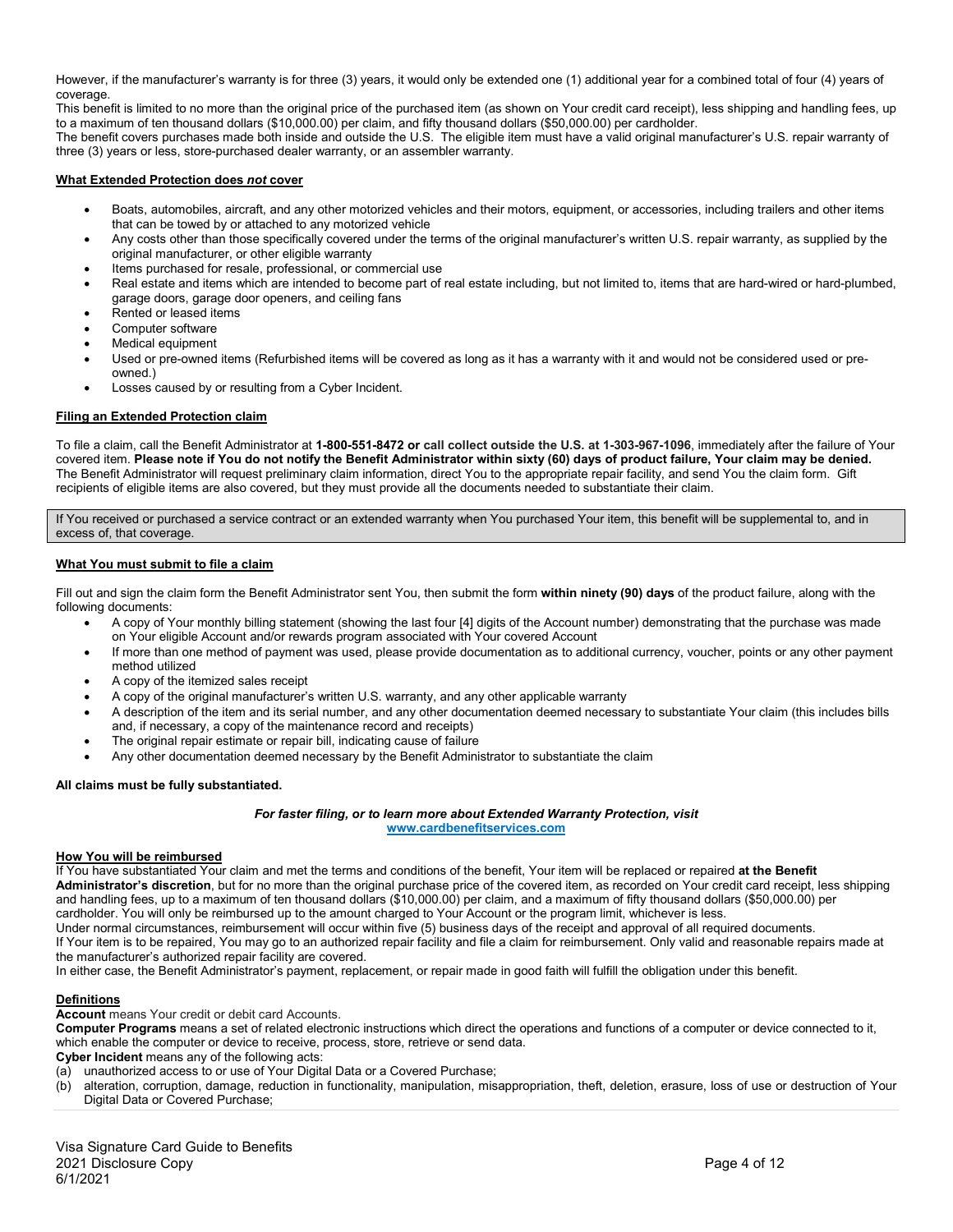However, if the manufacturer's warranty is for three (3) years, it would only be extended one (1) additional year for a combined total of four (4) years of coverage.

This benefit is limited to no more than the original price of the purchased item (as shown on Your credit card receipt), less shipping and handling fees, up to a maximum of ten thousand dollars ($10,000.00) per claim, and fifty thousand dollars ($50,000.00) per cardholder.

The benefit covers purchases made both inside and outside the U.S. The eligible item must have a valid original manufacturer's U.S. repair warranty of three (3) years or less, store-purchased dealer warranty, or an assembler warranty.

**What Extended Protection does *not* cover**

- Boats, automobiles, aircraft, and any other motorized vehicles and their motors, equipment, or accessories, including trailers and other items that can be towed by or attached to any motorized vehicle
- Any costs other than those specifically covered under the terms of the original manufacturer's written U.S. repair warranty, as supplied by the original manufacturer, or other eligible warranty
- Items purchased for resale, professional, or commercial use
- Real estate and items which are intended to become part of real estate including, but not limited to, items that are hard-wired or hard-plumbed, garage doors, garage door openers, and ceiling fans
- Rented or leased items
- Computer software
- Medical equipment
- Used or pre-owned items (Refurbished items will be covered as long as it has a warranty with it and would not be considered used or pre-owned.)
- Losses caused by or resulting from a Cyber Incident.

**Filing an Extended Protection claim**

To file a claim, call the Benefit Administrator at **1-800-551-8472 or call collect outside the U.S. at 1-303-967-1096**, immediately after the failure of Your covered item. **Please note if You do not notify the Benefit Administrator within sixty (60) days of product failure, Your claim may be denied.** The Benefit Administrator will request preliminary claim information, direct You to the appropriate repair facility, and send You the claim form. Gift recipients of eligible items are also covered, but they must provide all the documents needed to substantiate their claim.

If You received or purchased a service contract or an extended warranty when You purchased Your item, this benefit will be supplemental to, and in excess of, that coverage.

**What You must submit to file a claim**

Fill out and sign the claim form the Benefit Administrator sent You, then submit the form **within ninety (90) days** of the product failure, along with the following documents:

- A copy of Your monthly billing statement (showing the last four [4] digits of the Account number) demonstrating that the purchase was made on Your eligible Account and/or rewards program associated with Your covered Account
- If more than one method of payment was used, please provide documentation as to additional currency, voucher, points or any other payment method utilized
- A copy of the itemized sales receipt
- A copy of the original manufacturer's written U.S. warranty, and any other applicable warranty
- A description of the item and its serial number, and any other documentation deemed necessary to substantiate Your claim (this includes bills and, if necessary, a copy of the maintenance record and receipts)
- The original repair estimate or repair bill, indicating cause of failure
- Any other documentation deemed necessary by the Benefit Administrator to substantiate the claim

**All claims must be fully substantiated.**

***For faster filing, or to learn more about Extended Warranty Protection, visit***
**www.cardbenefitservices.com**

**How You will be reimbursed**

If You have substantiated Your claim and met the terms and conditions of the benefit, Your item will be replaced or repaired **at the Benefit Administrator's discretion**, but for no more than the original purchase price of the covered item, as recorded on Your credit card receipt, less shipping and handling fees, up to a maximum of ten thousand dollars ($10,000.00) per claim, and a maximum of fifty thousand dollars ($50,000.00) per cardholder. You will only be reimbursed up to the amount charged to Your Account or the program limit, whichever is less.

Under normal circumstances, reimbursement will occur within five (5) business days of the receipt and approval of all required documents.

If Your item is to be repaired, You may go to an authorized repair facility and file a claim for reimbursement. Only valid and reasonable repairs made at the manufacturer's authorized repair facility are covered.

In either case, the Benefit Administrator's payment, replacement, or repair made in good faith will fulfill the obligation under this benefit.

**Definitions**

**Account** means Your credit or debit card Accounts.

**Computer Programs** means a set of related electronic instructions which direct the operations and functions of a computer or device connected to it, which enable the computer or device to receive, process, store, retrieve or send data.

**Cyber Incident** means any of the following acts:

(a) unauthorized access to or use of Your Digital Data or a Covered Purchase;
(b) alteration, corruption, damage, reduction in functionality, manipulation, misappropriation, theft, deletion, erasure, loss of use or destruction of Your Digital Data or Covered Purchase;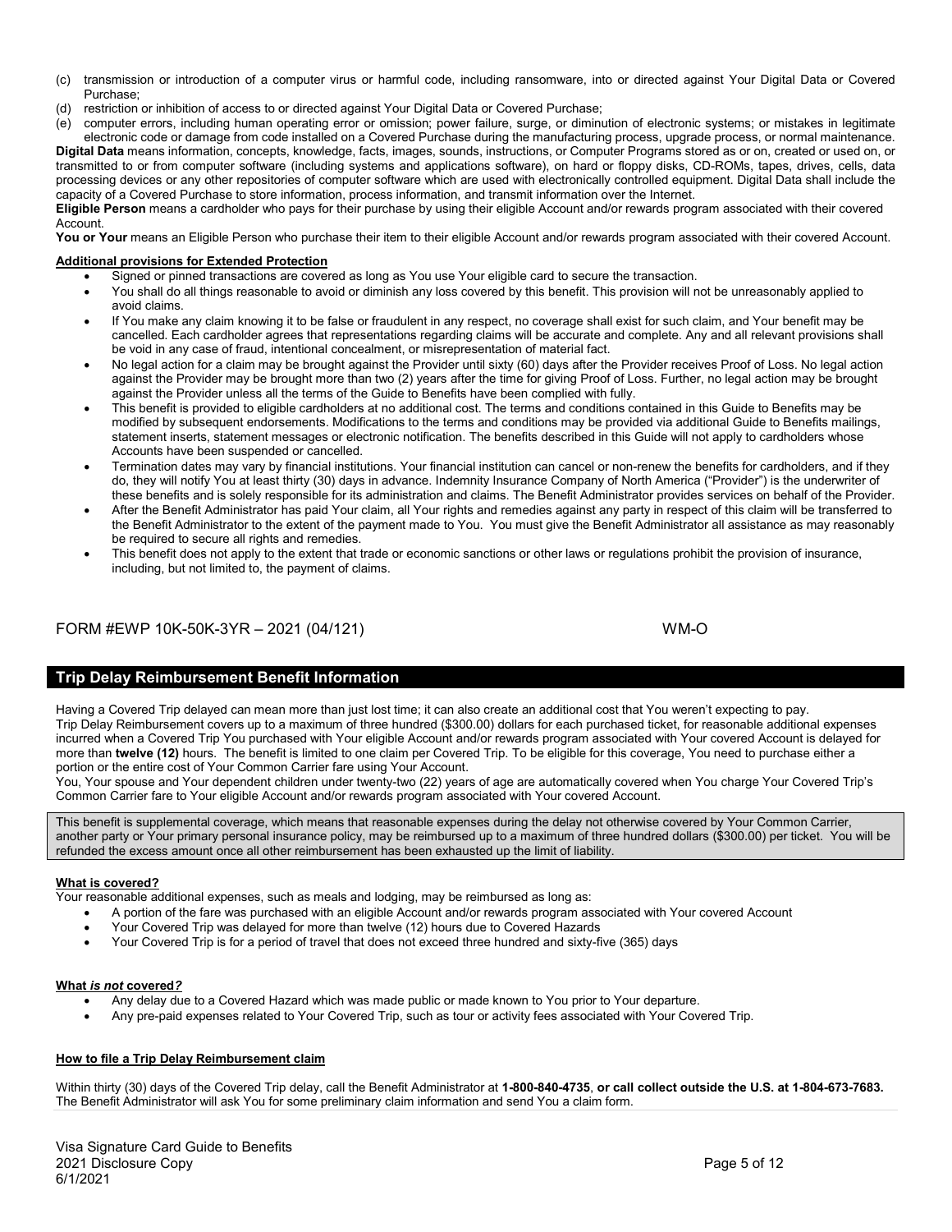(c) transmission or introduction of a computer virus or harmful code, including ransomware, into or directed against Your Digital Data or Covered Purchase;

(d) restriction or inhibition of access to or directed against Your Digital Data or Covered Purchase;

(e) computer errors, including human operating error or omission; power failure, surge, or diminution of electronic systems; or mistakes in legitimate electronic code or damage from code installed on a Covered Purchase during the manufacturing process, upgrade process, or normal maintenance.

**Digital Data** means information, concepts, knowledge, facts, images, sounds, instructions, or Computer Programs stored as or on, created or used on, or transmitted to or from computer software (including systems and applications software), on hard or floppy disks, CD-ROMs, tapes, drives, cells, data processing devices or any other repositories of computer software which are used with electronically controlled equipment. Digital Data shall include the capacity of a Covered Purchase to store information, process information, and transmit information over the Internet.

**Eligible Person** means a cardholder who pays for their purchase by using their eligible Account and/or rewards program associated with their covered Account.

**You or Your** means an Eligible Person who purchase their item to their eligible Account and/or rewards program associated with their covered Account.

**Additional provisions for Extended Protection**

- Signed or pinned transactions are covered as long as You use Your eligible card to secure the transaction.
- You shall do all things reasonable to avoid or diminish any loss covered by this benefit. This provision will not be unreasonably applied to avoid claims.
- If You make any claim knowing it to be false or fraudulent in any respect, no coverage shall exist for such claim, and Your benefit may be cancelled. Each cardholder agrees that representations regarding claims will be accurate and complete. Any and all relevant provisions shall be void in any case of fraud, intentional concealment, or misrepresentation of material fact.
- No legal action for a claim may be brought against the Provider until sixty (60) days after the Provider receives Proof of Loss. No legal action against the Provider may be brought more than two (2) years after the time for giving Proof of Loss. Further, no legal action may be brought against the Provider unless all the terms of the Guide to Benefits have been complied with fully.
- This benefit is provided to eligible cardholders at no additional cost. The terms and conditions contained in this Guide to Benefits may be modified by subsequent endorsements. Modifications to the terms and conditions may be provided via additional Guide to Benefits mailings, statement inserts, statement messages or electronic notification. The benefits described in this Guide will not apply to cardholders whose Accounts have been suspended or cancelled.
- Termination dates may vary by financial institutions. Your financial institution can cancel or non-renew the benefits for cardholders, and if they do, they will notify You at least thirty (30) days in advance. Indemnity Insurance Company of North America ("Provider") is the underwriter of these benefits and is solely responsible for its administration and claims. The Benefit Administrator provides services on behalf of the Provider.
- After the Benefit Administrator has paid Your claim, all Your rights and remedies against any party in respect of this claim will be transferred to the Benefit Administrator to the extent of the payment made to You. You must give the Benefit Administrator all assistance as may reasonably be required to secure all rights and remedies.
- This benefit does not apply to the extent that trade or economic sanctions or other laws or regulations prohibit the provision of insurance, including, but not limited to, the payment of claims.

FORM #EWP 10K-50K-3YR – 2021 (04/121) WM-O

## Trip Delay Reimbursement Benefit Information

Having a Covered Trip delayed can mean more than just lost time; it can also create an additional cost that You weren't expecting to pay.
Trip Delay Reimbursement covers up to a maximum of three hundred ($300.00) dollars for each purchased ticket, for reasonable additional expenses incurred when a Covered Trip You purchased with Your eligible Account and/or rewards program associated with Your covered Account is delayed for more than **twelve (12)** hours. The benefit is limited to one claim per Covered Trip. To be eligible for this coverage, You need to purchase either a portion or the entire cost of Your Common Carrier fare using Your Account.
You, Your spouse and Your dependent children under twenty-two (22) years of age are automatically covered when You charge Your Covered Trip's Common Carrier fare to Your eligible Account and/or rewards program associated with Your covered Account.

This benefit is supplemental coverage, which means that reasonable expenses during the delay not otherwise covered by Your Common Carrier, another party or Your primary personal insurance policy, may be reimbursed up to a maximum of three hundred dollars ($300.00) per ticket. You will be refunded the excess amount once all other reimbursement has been exhausted up the limit of liability.

**What is covered?**

Your reasonable additional expenses, such as meals and lodging, may be reimbursed as long as:

- A portion of the fare was purchased with an eligible Account and/or rewards program associated with Your covered Account
- Your Covered Trip was delayed for more than twelve (12) hours due to Covered Hazards
- Your Covered Trip is for a period of travel that does not exceed three hundred and sixty-five (365) days

**What *is not* covered*?***

- Any delay due to a Covered Hazard which was made public or made known to You prior to Your departure.
- Any pre-paid expenses related to Your Covered Trip, such as tour or activity fees associated with Your Covered Trip.

**How to file a Trip Delay Reimbursement claim**

Within thirty (30) days of the Covered Trip delay, call the Benefit Administrator at **1-800-840-4735**, **or call collect outside the U.S. at 1-804-673-7683.** The Benefit Administrator will ask You for some preliminary claim information and send You a claim form.

Visa Signature Card Guide to Benefits
2021 Disclosure Copy
6/1/2021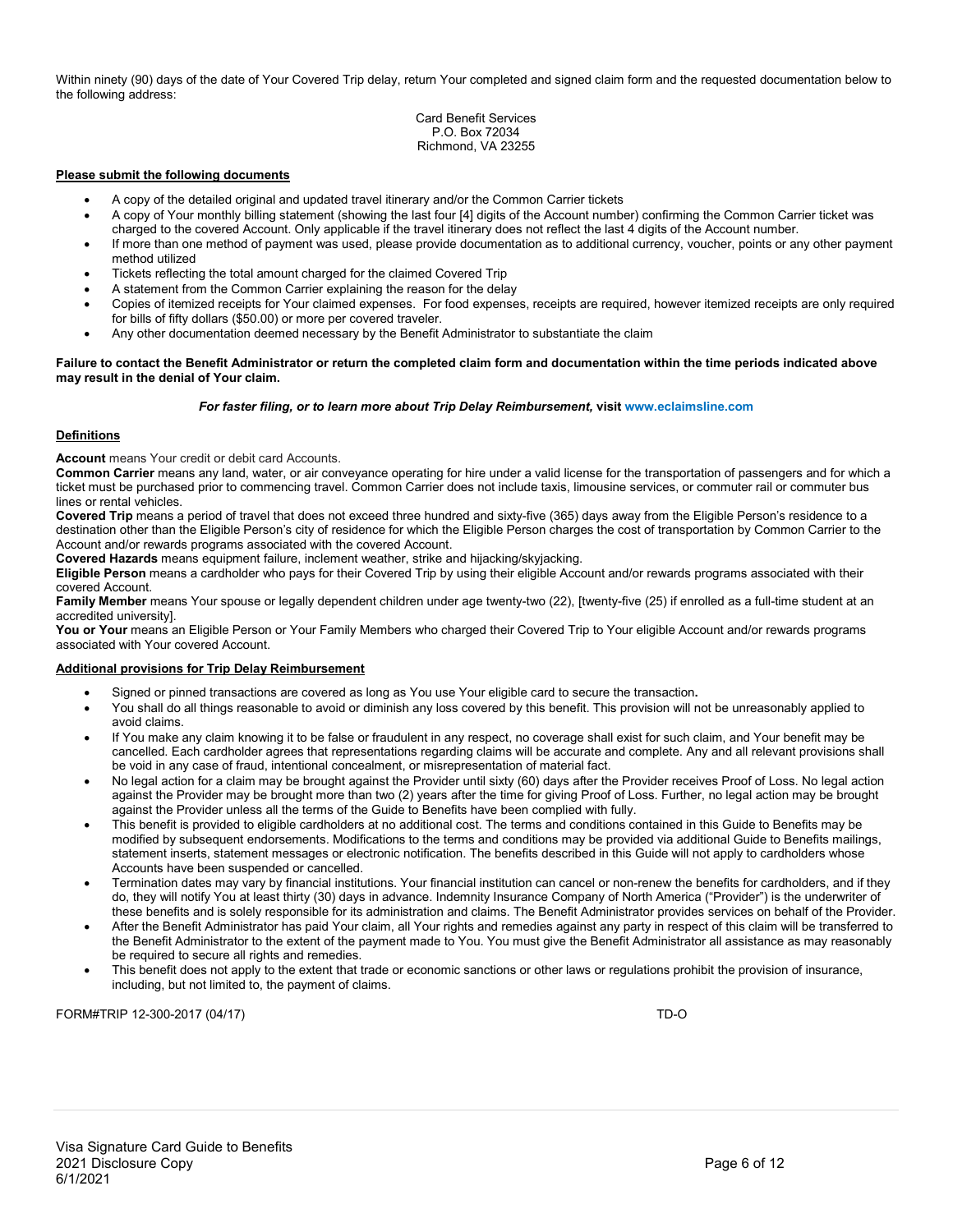Within ninety (90) days of the date of Your Covered Trip delay, return Your completed and signed claim form and the requested documentation below to the following address:

Card Benefit Services
P.O. Box 72034
Richmond, VA 23255

**Please submit the following documents**

- A copy of the detailed original and updated travel itinerary and/or the Common Carrier tickets
- A copy of Your monthly billing statement (showing the last four [4] digits of the Account number) confirming the Common Carrier ticket was charged to the covered Account. Only applicable if the travel itinerary does not reflect the last 4 digits of the Account number.
- If more than one method of payment was used, please provide documentation as to additional currency, voucher, points or any other payment method utilized
- Tickets reflecting the total amount charged for the claimed Covered Trip
- A statement from the Common Carrier explaining the reason for the delay
- Copies of itemized receipts for Your claimed expenses. For food expenses, receipts are required, however itemized receipts are only required for bills of fifty dollars ($50.00) or more per covered traveler.
- Any other documentation deemed necessary by the Benefit Administrator to substantiate the claim

**Failure to contact the Benefit Administrator or return the completed claim form and documentation within the time periods indicated above may result in the denial of Your claim.**

***For faster filing, or to learn more about Trip Delay Reimbursement,*** **visit www.eclaimsline.com**

**Definitions**

**Account** means Your credit or debit card Accounts.
**Common Carrier** means any land, water, or air conveyance operating for hire under a valid license for the transportation of passengers and for which a ticket must be purchased prior to commencing travel. Common Carrier does not include taxis, limousine services, or commuter rail or commuter bus lines or rental vehicles.
**Covered Trip** means a period of travel that does not exceed three hundred and sixty-five (365) days away from the Eligible Person's residence to a destination other than the Eligible Person's city of residence for which the Eligible Person charges the cost of transportation by Common Carrier to the Account and/or rewards programs associated with the covered Account.
**Covered Hazards** means equipment failure, inclement weather, strike and hijacking/skyjacking.
**Eligible Person** means a cardholder who pays for their Covered Trip by using their eligible Account and/or rewards programs associated with their covered Account.
**Family Member** means Your spouse or legally dependent children under age twenty-two (22), [twenty-five (25) if enrolled as a full-time student at an accredited university].
**You or Your** means an Eligible Person or Your Family Members who charged their Covered Trip to Your eligible Account and/or rewards programs associated with Your covered Account.

**Additional provisions for Trip Delay Reimbursement**

- Signed or pinned transactions are covered as long as You use Your eligible card to secure the transaction**.**
- You shall do all things reasonable to avoid or diminish any loss covered by this benefit. This provision will not be unreasonably applied to avoid claims.
- If You make any claim knowing it to be false or fraudulent in any respect, no coverage shall exist for such claim, and Your benefit may be cancelled. Each cardholder agrees that representations regarding claims will be accurate and complete. Any and all relevant provisions shall be void in any case of fraud, intentional concealment, or misrepresentation of material fact.
- No legal action for a claim may be brought against the Provider until sixty (60) days after the Provider receives Proof of Loss. No legal action against the Provider may be brought more than two (2) years after the time for giving Proof of Loss. Further, no legal action may be brought against the Provider unless all the terms of the Guide to Benefits have been complied with fully.
- This benefit is provided to eligible cardholders at no additional cost. The terms and conditions contained in this Guide to Benefits may be modified by subsequent endorsements. Modifications to the terms and conditions may be provided via additional Guide to Benefits mailings, statement inserts, statement messages or electronic notification. The benefits described in this Guide will not apply to cardholders whose Accounts have been suspended or cancelled.
- Termination dates may vary by financial institutions. Your financial institution can cancel or non-renew the benefits for cardholders, and if they do, they will notify You at least thirty (30) days in advance. Indemnity Insurance Company of North America ("Provider") is the underwriter of these benefits and is solely responsible for its administration and claims. The Benefit Administrator provides services on behalf of the Provider.
- After the Benefit Administrator has paid Your claim, all Your rights and remedies against any party in respect of this claim will be transferred to the Benefit Administrator to the extent of the payment made to You. You must give the Benefit Administrator all assistance as may reasonably be required to secure all rights and remedies.
- This benefit does not apply to the extent that trade or economic sanctions or other laws or regulations prohibit the provision of insurance, including, but not limited to, the payment of claims.

FORM#TRIP 12-300-2017 (04/17) TD-O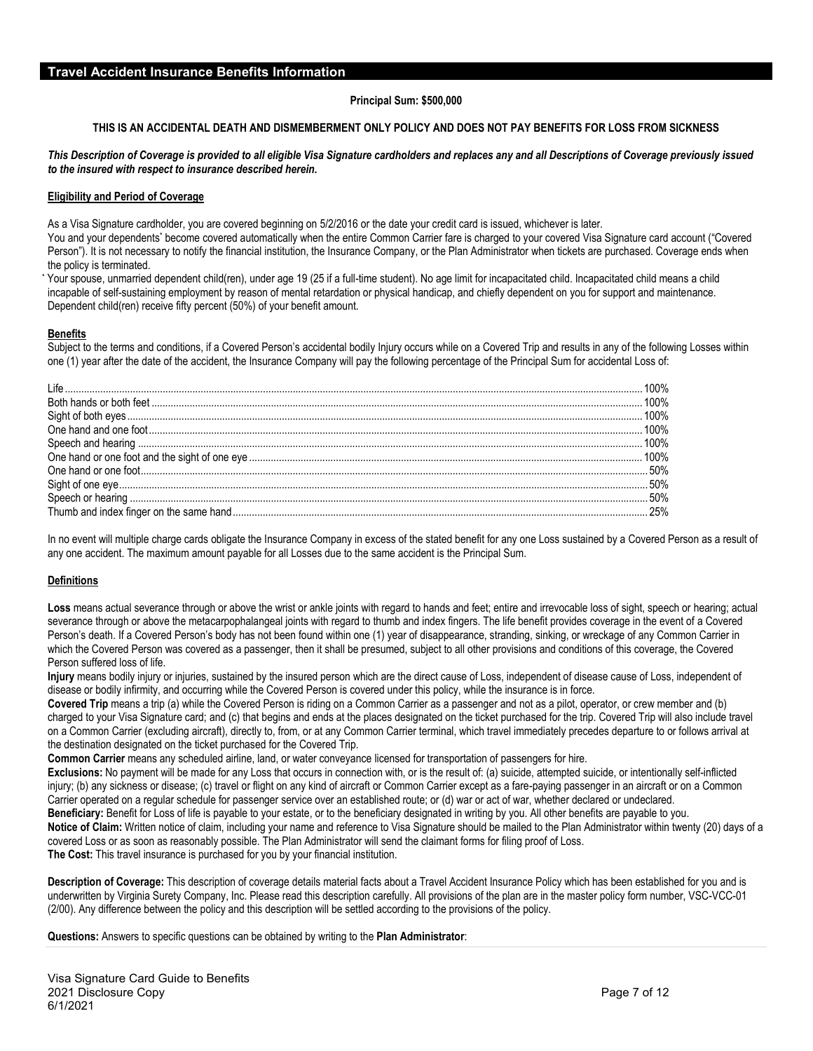## Travel Accident Insurance Benefits Information

**Principal Sum: $500,000**

**THIS IS AN ACCIDENTAL DEATH AND DISMEMBERMENT ONLY POLICY AND DOES NOT PAY BENEFITS FOR LOSS FROM SICKNESS**

***This Description of Coverage is provided to all eligible Visa Signature cardholders and replaces any and all Descriptions of Coverage previously issued to the insured with respect to insurance described herein.***

**Eligibility and Period of Coverage**

As a Visa Signature cardholder, you are covered beginning on 5/2/2016 or the date your credit card is issued, whichever is later.

You and your dependents* become covered automatically when the entire Common Carrier fare is charged to your covered Visa Signature card account ("Covered Person"). It is not necessary to notify the financial institution, the Insurance Company, or the Plan Administrator when tickets are purchased. Coverage ends when the policy is terminated.

* Your spouse, unmarried dependent child(ren), under age 19 (25 if a full-time student). No age limit for incapacitated child. Incapacitated child means a child incapable of self-sustaining employment by reason of mental retardation or physical handicap, and chiefly dependent on you for support and maintenance. Dependent child(ren) receive fifty percent (50%) of your benefit amount.

**Benefits**

Subject to the terms and conditions, if a Covered Person's accidental bodily Injury occurs while on a Covered Trip and results in any of the following Losses within one (1) year after the date of the accident, the Insurance Company will pay the following percentage of the Principal Sum for accidental Loss of:

| Loss | Percentage |
|---|---|
| Life | 100% |
| Both hands or both feet | 100% |
| Sight of both eyes | 100% |
| One hand and one foot | 100% |
| Speech and hearing | 100% |
| One hand or one foot and the sight of one eye | 100% |
| One hand or one foot | 50% |
| Sight of one eye | 50% |
| Speech or hearing | 50% |
| Thumb and index finger on the same hand | 25% |

In no event will multiple charge cards obligate the Insurance Company in excess of the stated benefit for any one Loss sustained by a Covered Person as a result of any one accident. The maximum amount payable for all Losses due to the same accident is the Principal Sum.

**Definitions**

**Loss** means actual severance through or above the wrist or ankle joints with regard to hands and feet; entire and irrevocable loss of sight, speech or hearing; actual severance through or above the metacarpophalangeal joints with regard to thumb and index fingers. The life benefit provides coverage in the event of a Covered Person's death. If a Covered Person's body has not been found within one (1) year of disappearance, stranding, sinking, or wreckage of any Common Carrier in which the Covered Person was covered as a passenger, then it shall be presumed, subject to all other provisions and conditions of this coverage, the Covered Person suffered loss of life.

**Injury** means bodily injury or injuries, sustained by the insured person which are the direct cause of Loss, independent of disease cause of Loss, independent of disease or bodily infirmity, and occurring while the Covered Person is covered under this policy, while the insurance is in force.

**Covered Trip** means a trip (a) while the Covered Person is riding on a Common Carrier as a passenger and not as a pilot, operator, or crew member and (b) charged to your Visa Signature card; and (c) that begins and ends at the places designated on the ticket purchased for the trip. Covered Trip will also include travel on a Common Carrier (excluding aircraft), directly to, from, or at any Common Carrier terminal, which travel immediately precedes departure to or follows arrival at the destination designated on the ticket purchased for the Covered Trip.

**Common Carrier** means any scheduled airline, land, or water conveyance licensed for transportation of passengers for hire.

**Exclusions:** No payment will be made for any Loss that occurs in connection with, or is the result of: (a) suicide, attempted suicide, or intentionally self-inflicted injury; (b) any sickness or disease; (c) travel or flight on any kind of aircraft or Common Carrier except as a fare-paying passenger in an aircraft or on a Common Carrier operated on a regular schedule for passenger service over an established route; or (d) war or act of war, whether declared or undeclared.

**Beneficiary:** Benefit for Loss of life is payable to your estate, or to the beneficiary designated in writing by you. All other benefits are payable to you.

**Notice of Claim:** Written notice of claim, including your name and reference to Visa Signature should be mailed to the Plan Administrator within twenty (20) days of a covered Loss or as soon as reasonably possible. The Plan Administrator will send the claimant forms for filing proof of Loss.

**The Cost:** This travel insurance is purchased for you by your financial institution.

**Description of Coverage:** This description of coverage details material facts about a Travel Accident Insurance Policy which has been established for you and is underwritten by Virginia Surety Company, Inc. Please read this description carefully. All provisions of the plan are in the master policy form number, VSC-VCC-01 (2/00). Any difference between the policy and this description will be settled according to the provisions of the policy.

**Questions:** Answers to specific questions can be obtained by writing to the **Plan Administrator**: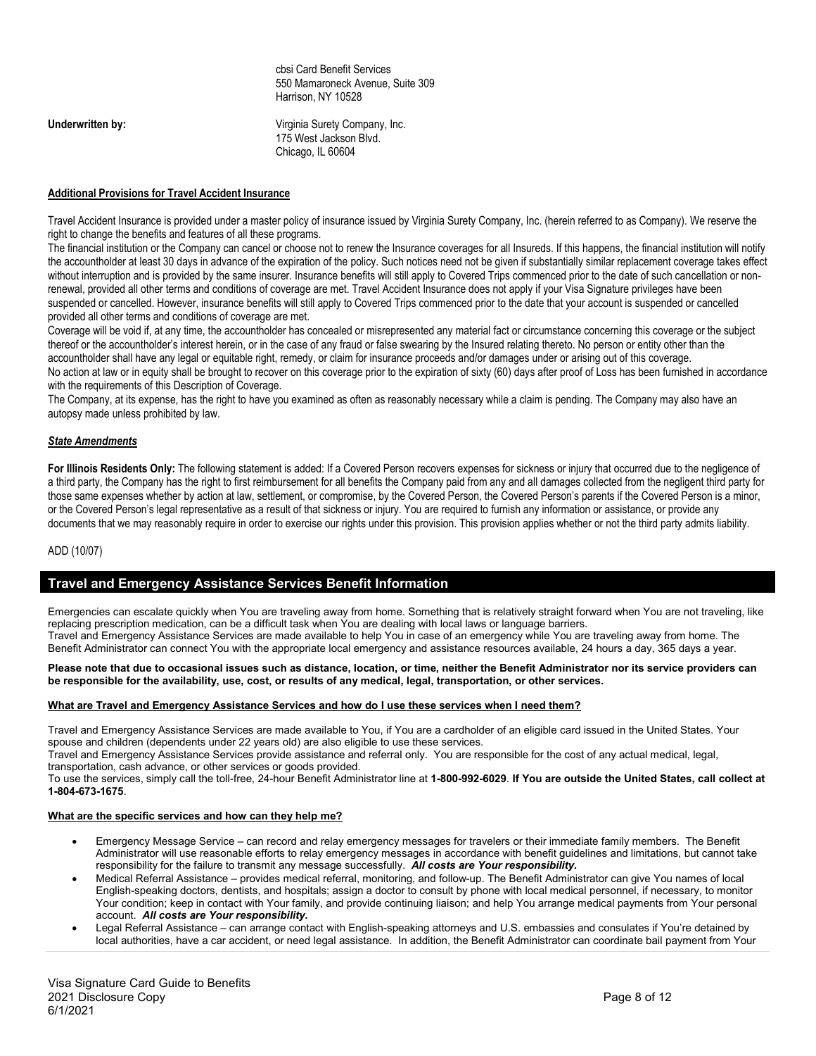cbsi Card Benefit Services
550 Mamaroneck Avenue, Suite 309
Harrison, NY 10528

**Underwritten by:** Virginia Surety Company, Inc.
175 West Jackson Blvd.
Chicago, IL 60604

**Additional Provisions for Travel Accident Insurance**

Travel Accident Insurance is provided under a master policy of insurance issued by Virginia Surety Company, Inc. (herein referred to as Company). We reserve the right to change the benefits and features of all these programs.

The financial institution or the Company can cancel or choose not to renew the Insurance coverages for all Insureds. If this happens, the financial institution will notify the accountholder at least 30 days in advance of the expiration of the policy. Such notices need not be given if substantially similar replacement coverage takes effect without interruption and is provided by the same insurer. Insurance benefits will still apply to Covered Trips commenced prior to the date of such cancellation or non-renewal, provided all other terms and conditions of coverage are met. Travel Accident Insurance does not apply if your Visa Signature privileges have been suspended or cancelled. However, insurance benefits will still apply to Covered Trips commenced prior to the date that your account is suspended or cancelled provided all other terms and conditions of coverage are met.

Coverage will be void if, at any time, the accountholder has concealed or misrepresented any material fact or circumstance concerning this coverage or the subject thereof or the accountholder's interest herein, or in the case of any fraud or false swearing by the Insured relating thereto. No person or entity other than the accountholder shall have any legal or equitable right, remedy, or claim for insurance proceeds and/or damages under or arising out of this coverage.

No action at law or in equity shall be brought to recover on this coverage prior to the expiration of sixty (60) days after proof of Loss has been furnished in accordance with the requirements of this Description of Coverage.

The Company, at its expense, has the right to have you examined as often as reasonably necessary while a claim is pending. The Company may also have an autopsy made unless prohibited by law.

***State Amendments***

**For Illinois Residents Only:** The following statement is added: If a Covered Person recovers expenses for sickness or injury that occurred due to the negligence of a third party, the Company has the right to first reimbursement for all benefits the Company paid from any and all damages collected from the negligent third party for those same expenses whether by action at law, settlement, or compromise, by the Covered Person, the Covered Person's parents if the Covered Person is a minor, or the Covered Person's legal representative as a result of that sickness or injury. You are required to furnish any information or assistance, or provide any documents that we may reasonably require in order to exercise our rights under this provision. This provision applies whether or not the third party admits liability.

ADD (10/07)

## Travel and Emergency Assistance Services Benefit Information

Emergencies can escalate quickly when You are traveling away from home. Something that is relatively straight forward when You are not traveling, like replacing prescription medication, can be a difficult task when You are dealing with local laws or language barriers.

Travel and Emergency Assistance Services are made available to help You in case of an emergency while You are traveling away from home. The Benefit Administrator can connect You with the appropriate local emergency and assistance resources available, 24 hours a day, 365 days a year.

**Please note that due to occasional issues such as distance, location, or time, neither the Benefit Administrator nor its service providers can be responsible for the availability, use, cost, or results of any medical, legal, transportation, or other services.**

**What are Travel and Emergency Assistance Services and how do I use these services when I need them?**

Travel and Emergency Assistance Services are made available to You, if You are a cardholder of an eligible card issued in the United States. Your spouse and children (dependents under 22 years old) are also eligible to use these services.

Travel and Emergency Assistance Services provide assistance and referral only. You are responsible for the cost of any actual medical, legal, transportation, cash advance, or other services or goods provided.

To use the services, simply call the toll-free, 24-hour Benefit Administrator line at **1-800-992-6029**. **If You are outside the United States, call collect at 1-804-673-1675**.

**What are the specific services and how can they help me?**

- Emergency Message Service – can record and relay emergency messages for travelers or their immediate family members. The Benefit Administrator will use reasonable efforts to relay emergency messages in accordance with benefit guidelines and limitations, but cannot take responsibility for the failure to transmit any message successfully. ***All costs are Your responsibility.***
- Medical Referral Assistance – provides medical referral, monitoring, and follow-up. The Benefit Administrator can give You names of local English-speaking doctors, dentists, and hospitals; assign a doctor to consult by phone with local medical personnel, if necessary, to monitor Your condition; keep in contact with Your family, and provide continuing liaison; and help You arrange medical payments from Your personal account. ***All costs are Your responsibility.***
- Legal Referral Assistance – can arrange contact with English-speaking attorneys and U.S. embassies and consulates if You're detained by local authorities, have a car accident, or need legal assistance. In addition, the Benefit Administrator can coordinate bail payment from Your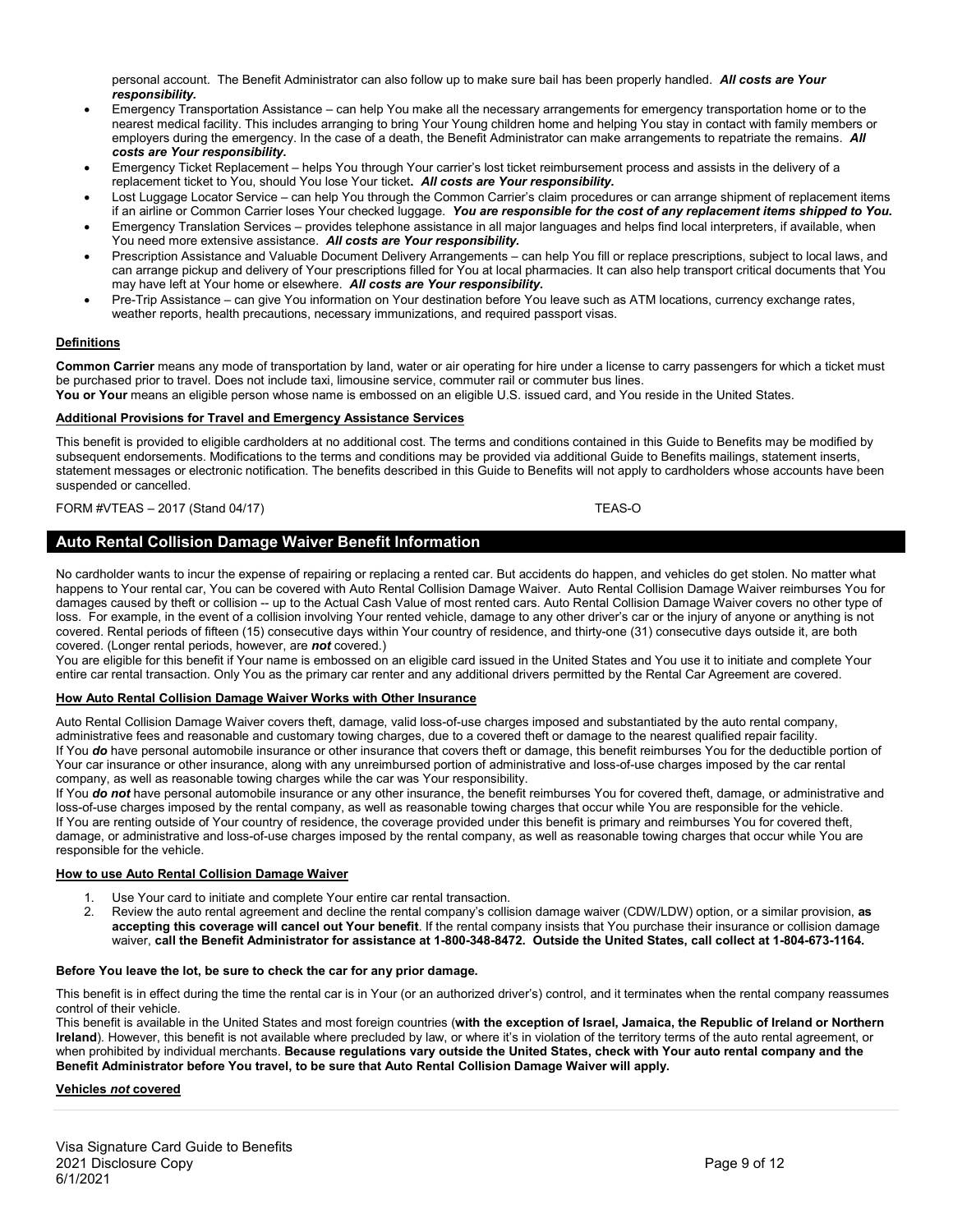personal account. The Benefit Administrator can also follow up to make sure bail has been properly handled. ***All costs are Your responsibility.***

- Emergency Transportation Assistance – can help You make all the necessary arrangements for emergency transportation home or to the nearest medical facility. This includes arranging to bring Your Young children home and helping You stay in contact with family members or employers during the emergency. In the case of a death, the Benefit Administrator can make arrangements to repatriate the remains. ***All costs are Your responsibility.***
- Emergency Ticket Replacement – helps You through Your carrier's lost ticket reimbursement process and assists in the delivery of a replacement ticket to You, should You lose Your ticket**.** ***All costs are Your responsibility.***
- Lost Luggage Locator Service – can help You through the Common Carrier's claim procedures or can arrange shipment of replacement items if an airline or Common Carrier loses Your checked luggage. ***You are responsible for the cost of any replacement items shipped to You.***
- Emergency Translation Services – provides telephone assistance in all major languages and helps find local interpreters, if available, when You need more extensive assistance. ***All costs are Your responsibility.***
- Prescription Assistance and Valuable Document Delivery Arrangements – can help You fill or replace prescriptions, subject to local laws, and can arrange pickup and delivery of Your prescriptions filled for You at local pharmacies. It can also help transport critical documents that You may have left at Your home or elsewhere. ***All costs are Your responsibility.***
- Pre-Trip Assistance – can give You information on Your destination before You leave such as ATM locations, currency exchange rates, weather reports, health precautions, necessary immunizations, and required passport visas.

### Definitions

**Common Carrier** means any mode of transportation by land, water or air operating for hire under a license to carry passengers for which a ticket must be purchased prior to travel. Does not include taxi, limousine service, commuter rail or commuter bus lines.
**You or Your** means an eligible person whose name is embossed on an eligible U.S. issued card, and You reside in the United States.

### Additional Provisions for Travel and Emergency Assistance Services

This benefit is provided to eligible cardholders at no additional cost. The terms and conditions contained in this Guide to Benefits may be modified by subsequent endorsements. Modifications to the terms and conditions may be provided via additional Guide to Benefits mailings, statement inserts, statement messages or electronic notification. The benefits described in this Guide to Benefits will not apply to cardholders whose accounts have been suspended or cancelled.

FORM #VTEAS – 2017 (Stand 04/17) TEAS-O

## Auto Rental Collision Damage Waiver Benefit Information

No cardholder wants to incur the expense of repairing or replacing a rented car. But accidents do happen, and vehicles do get stolen. No matter what happens to Your rental car, You can be covered with Auto Rental Collision Damage Waiver. Auto Rental Collision Damage Waiver reimburses You for damages caused by theft or collision -- up to the Actual Cash Value of most rented cars. Auto Rental Collision Damage Waiver covers no other type of loss. For example, in the event of a collision involving Your rented vehicle, damage to any other driver's car or the injury of anyone or anything is not covered. Rental periods of fifteen (15) consecutive days within Your country of residence, and thirty-one (31) consecutive days outside it, are both covered. (Longer rental periods, however, are ***not*** covered.)
You are eligible for this benefit if Your name is embossed on an eligible card issued in the United States and You use it to initiate and complete Your entire car rental transaction. Only You as the primary car renter and any additional drivers permitted by the Rental Car Agreement are covered.

### How Auto Rental Collision Damage Waiver Works with Other Insurance

Auto Rental Collision Damage Waiver covers theft, damage, valid loss-of-use charges imposed and substantiated by the auto rental company, administrative fees and reasonable and customary towing charges, due to a covered theft or damage to the nearest qualified repair facility.
If You ***do*** have personal automobile insurance or other insurance that covers theft or damage, this benefit reimburses You for the deductible portion of Your car insurance or other insurance, along with any unreimbursed portion of administrative and loss-of-use charges imposed by the car rental company, as well as reasonable towing charges while the car was Your responsibility.
If You ***do not*** have personal automobile insurance or any other insurance, the benefit reimburses You for covered theft, damage, or administrative and loss-of-use charges imposed by the rental company, as well as reasonable towing charges that occur while You are responsible for the vehicle.
If You are renting outside of Your country of residence, the coverage provided under this benefit is primary and reimburses You for covered theft, damage, or administrative and loss-of-use charges imposed by the rental company, as well as reasonable towing charges that occur while You are responsible for the vehicle.

### How to use Auto Rental Collision Damage Waiver

1. Use Your card to initiate and complete Your entire car rental transaction.
2. Review the auto rental agreement and decline the rental company's collision damage waiver (CDW/LDW) option, or a similar provision, **as accepting this coverage will cancel out Your benefit**. If the rental company insists that You purchase their insurance or collision damage waiver, **call the Benefit Administrator for assistance at 1-800-348-8472. Outside the United States, call collect at 1-804-673-1164.**

**Before You leave the lot, be sure to check the car for any prior damage.**

This benefit is in effect during the time the rental car is in Your (or an authorized driver's) control, and it terminates when the rental company reassumes control of their vehicle.
This benefit is available in the United States and most foreign countries (**with the exception of Israel, Jamaica, the Republic of Ireland or Northern Ireland**). However, this benefit is not available where precluded by law, or where it's in violation of the territory terms of the auto rental agreement, or when prohibited by individual merchants. **Because regulations vary outside the United States, check with Your auto rental company and the Benefit Administrator before You travel, to be sure that Auto Rental Collision Damage Waiver will apply.**

### Vehicles *not* covered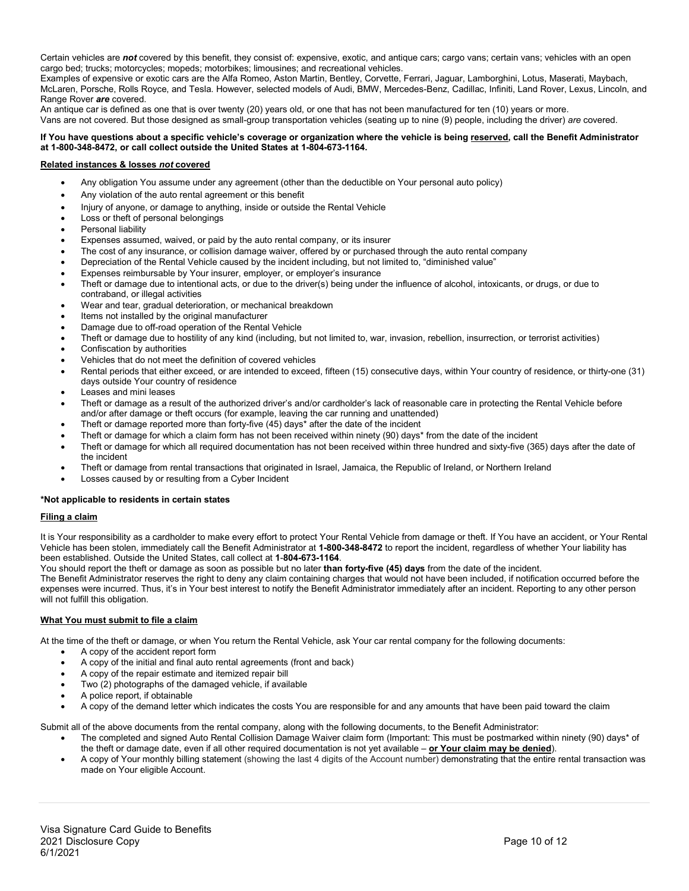Certain vehicles are ***not*** covered by this benefit, they consist of: expensive, exotic, and antique cars; cargo vans; certain vans; vehicles with an open cargo bed; trucks; motorcycles; mopeds; motorbikes; limousines; and recreational vehicles.
Examples of expensive or exotic cars are the Alfa Romeo, Aston Martin, Bentley, Corvette, Ferrari, Jaguar, Lamborghini, Lotus, Maserati, Maybach, McLaren, Porsche, Rolls Royce, and Tesla. However, selected models of Audi, BMW, Mercedes-Benz, Cadillac, Infiniti, Land Rover, Lexus, Lincoln, and Range Rover ***are*** covered.
An antique car is defined as one that is over twenty (20) years old, or one that has not been manufactured for ten (10) years or more.
Vans are not covered. But those designed as small-group transportation vehicles (seating up to nine (9) people, including the driver) *are* covered.

**If You have questions about a specific vehicle's coverage or organization where the vehicle is being <u>reserved</u>, call the Benefit Administrator at 1-800-348-8472, or call collect outside the United States at 1-804-673-1164.**

**<u>Related instances & losses *not* covered</u>**

- Any obligation You assume under any agreement (other than the deductible on Your personal auto policy)
- Any violation of the auto rental agreement or this benefit
- Injury of anyone, or damage to anything, inside or outside the Rental Vehicle
- Loss or theft of personal belongings
- Personal liability
- Expenses assumed, waived, or paid by the auto rental company, or its insurer
- The cost of any insurance, or collision damage waiver, offered by or purchased through the auto rental company
- Depreciation of the Rental Vehicle caused by the incident including, but not limited to, "diminished value"
- Expenses reimbursable by Your insurer, employer, or employer's insurance
- Theft or damage due to intentional acts, or due to the driver(s) being under the influence of alcohol, intoxicants, or drugs, or due to contraband, or illegal activities
- Wear and tear, gradual deterioration, or mechanical breakdown
- Items not installed by the original manufacturer
- Damage due to off-road operation of the Rental Vehicle
- Theft or damage due to hostility of any kind (including, but not limited to, war, invasion, rebellion, insurrection, or terrorist activities)
- Confiscation by authorities
- Vehicles that do not meet the definition of covered vehicles
- Rental periods that either exceed, or are intended to exceed, fifteen (15) consecutive days, within Your country of residence, or thirty-one (31) days outside Your country of residence
- Leases and mini leases
- Theft or damage as a result of the authorized driver's and/or cardholder's lack of reasonable care in protecting the Rental Vehicle before and/or after damage or theft occurs (for example, leaving the car running and unattended)
- Theft or damage reported more than forty-five (45) days* after the date of the incident
- Theft or damage for which a claim form has not been received within ninety (90) days* from the date of the incident
- Theft or damage for which all required documentation has not been received within three hundred and sixty-five (365) days after the date of the incident
- Theft or damage from rental transactions that originated in Israel, Jamaica, the Republic of Ireland, or Northern Ireland
- Losses caused by or resulting from a Cyber Incident

**\*Not applicable to residents in certain states**

**<u>Filing a claim</u>**

It is Your responsibility as a cardholder to make every effort to protect Your Rental Vehicle from damage or theft. If You have an accident, or Your Rental Vehicle has been stolen, immediately call the Benefit Administrator at **1-800-348-8472** to report the incident, regardless of whether Your liability has been established. Outside the United States, call collect at **1-804-673-1164**.
You should report the theft or damage as soon as possible but no later **than forty-five (45) days** from the date of the incident.
The Benefit Administrator reserves the right to deny any claim containing charges that would not have been included, if notification occurred before the expenses were incurred. Thus, it's in Your best interest to notify the Benefit Administrator immediately after an incident. Reporting to any other person will not fulfill this obligation.

**<u>What You must submit to file a claim</u>**

At the time of the theft or damage, or when You return the Rental Vehicle, ask Your car rental company for the following documents:

- A copy of the accident report form
- A copy of the initial and final auto rental agreements (front and back)
- A copy of the repair estimate and itemized repair bill
- Two (2) photographs of the damaged vehicle, if available
- A police report, if obtainable
- A copy of the demand letter which indicates the costs You are responsible for and any amounts that have been paid toward the claim

Submit all of the above documents from the rental company, along with the following documents, to the Benefit Administrator:

- The completed and signed Auto Rental Collision Damage Waiver claim form (Important: This must be postmarked within ninety (90) days* of the theft or damage date, even if all other required documentation is not yet available – **<u>or Your claim may be denied</u>**).
- A copy of Your monthly billing statement (showing the last 4 digits of the Account number) demonstrating that the entire rental transaction was made on Your eligible Account.

Visa Signature Card Guide to Benefits
2021 Disclosure Copy
6/1/2021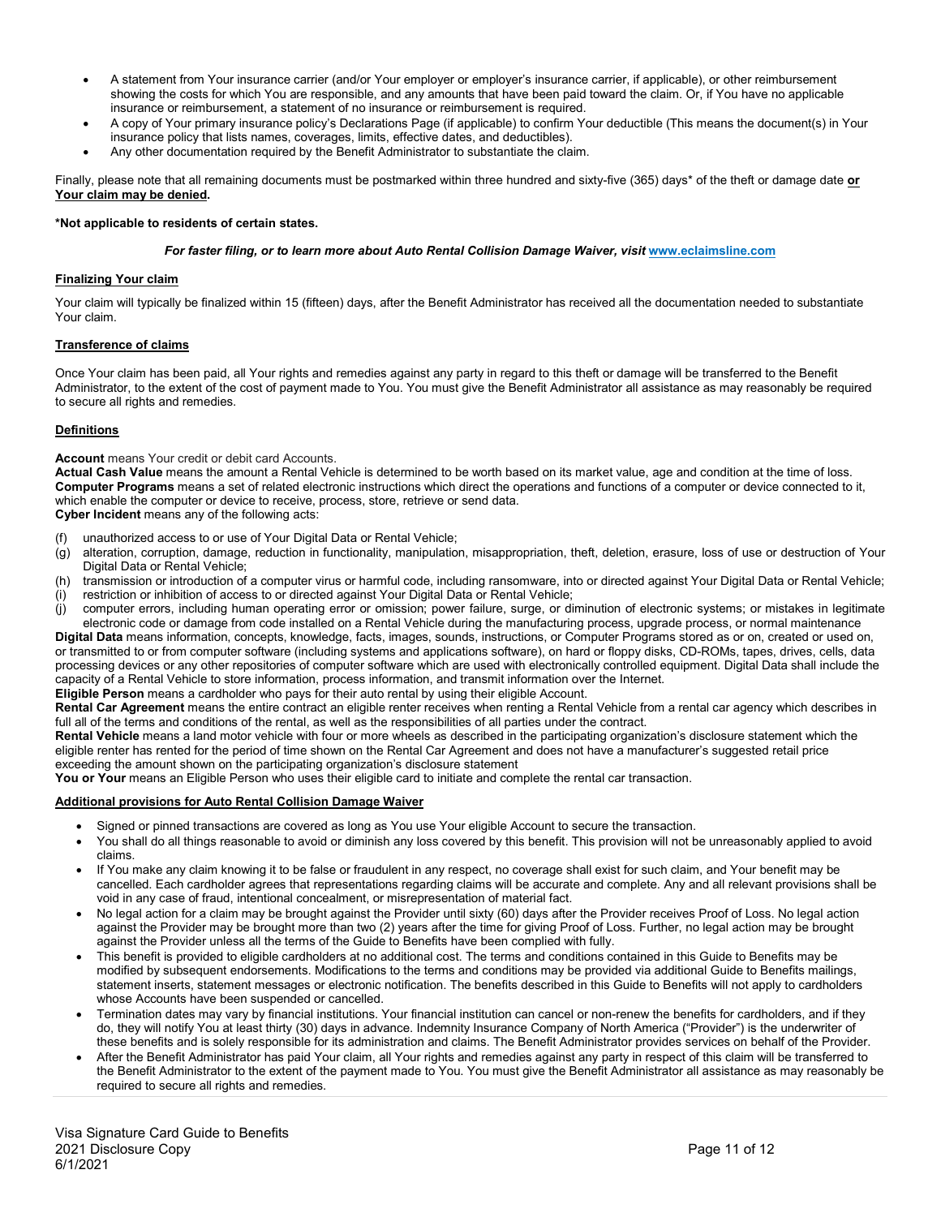- A statement from Your insurance carrier (and/or Your employer or employer's insurance carrier, if applicable), or other reimbursement showing the costs for which You are responsible, and any amounts that have been paid toward the claim. Or, if You have no applicable insurance or reimbursement, a statement of no insurance or reimbursement is required.
- A copy of Your primary insurance policy's Declarations Page (if applicable) to confirm Your deductible (This means the document(s) in Your insurance policy that lists names, coverages, limits, effective dates, and deductibles).
- Any other documentation required by the Benefit Administrator to substantiate the claim.

Finally, please note that all remaining documents must be postmarked within three hundred and sixty-five (365) days* of the theft or damage date **or Your claim may be denied.**

**\*Not applicable to residents of certain states.**

***For faster filing, or to learn more about Auto Rental Collision Damage Waiver, visit* [www.eclaimsline.com](www.eclaimsline.com)**

**Finalizing Your claim**

Your claim will typically be finalized within 15 (fifteen) days, after the Benefit Administrator has received all the documentation needed to substantiate Your claim.

**Transference of claims**

Once Your claim has been paid, all Your rights and remedies against any party in regard to this theft or damage will be transferred to the Benefit Administrator, to the extent of the cost of payment made to You. You must give the Benefit Administrator all assistance as may reasonably be required to secure all rights and remedies.

**Definitions**

**Account** means Your credit or debit card Accounts.
**Actual Cash Value** means the amount a Rental Vehicle is determined to be worth based on its market value, age and condition at the time of loss.
**Computer Programs** means a set of related electronic instructions which direct the operations and functions of a computer or device connected to it, which enable the computer or device to receive, process, store, retrieve or send data.
**Cyber Incident** means any of the following acts:

(f) unauthorized access to or use of Your Digital Data or Rental Vehicle;
(g) alteration, corruption, damage, reduction in functionality, manipulation, misappropriation, theft, deletion, erasure, loss of use or destruction of Your Digital Data or Rental Vehicle;
(h) transmission or introduction of a computer virus or harmful code, including ransomware, into or directed against Your Digital Data or Rental Vehicle;
(i) restriction or inhibition of access to or directed against Your Digital Data or Rental Vehicle;
(j) computer errors, including human operating error or omission; power failure, surge, or diminution of electronic systems; or mistakes in legitimate electronic code or damage from code installed on a Rental Vehicle during the manufacturing process, upgrade process, or normal maintenance

**Digital Data** means information, concepts, knowledge, facts, images, sounds, instructions, or Computer Programs stored as or on, created or used on, or transmitted to or from computer software (including systems and applications software), on hard or floppy disks, CD-ROMs, tapes, drives, cells, data processing devices or any other repositories of computer software which are used with electronically controlled equipment. Digital Data shall include the capacity of a Rental Vehicle to store information, process information, and transmit information over the Internet.
**Eligible Person** means a cardholder who pays for their auto rental by using their eligible Account.
**Rental Car Agreement** means the entire contract an eligible renter receives when renting a Rental Vehicle from a rental car agency which describes in full all of the terms and conditions of the rental, as well as the responsibilities of all parties under the contract.
**Rental Vehicle** means a land motor vehicle with four or more wheels as described in the participating organization's disclosure statement which the eligible renter has rented for the period of time shown on the Rental Car Agreement and does not have a manufacturer's suggested retail price exceeding the amount shown on the participating organization's disclosure statement
**You or Your** means an Eligible Person who uses their eligible card to initiate and complete the rental car transaction.

**Additional provisions for Auto Rental Collision Damage Waiver**

- Signed or pinned transactions are covered as long as You use Your eligible Account to secure the transaction.
- You shall do all things reasonable to avoid or diminish any loss covered by this benefit. This provision will not be unreasonably applied to avoid claims.
- If You make any claim knowing it to be false or fraudulent in any respect, no coverage shall exist for such claim, and Your benefit may be cancelled. Each cardholder agrees that representations regarding claims will be accurate and complete. Any and all relevant provisions shall be void in any case of fraud, intentional concealment, or misrepresentation of material fact.
- No legal action for a claim may be brought against the Provider until sixty (60) days after the Provider receives Proof of Loss. No legal action against the Provider may be brought more than two (2) years after the time for giving Proof of Loss. Further, no legal action may be brought against the Provider unless all the terms of the Guide to Benefits have been complied with fully.
- This benefit is provided to eligible cardholders at no additional cost. The terms and conditions contained in this Guide to Benefits may be modified by subsequent endorsements. Modifications to the terms and conditions may be provided via additional Guide to Benefits mailings, statement inserts, statement messages or electronic notification. The benefits described in this Guide to Benefits will not apply to cardholders whose Accounts have been suspended or cancelled.
- Termination dates may vary by financial institutions. Your financial institution can cancel or non-renew the benefits for cardholders, and if they do, they will notify You at least thirty (30) days in advance. Indemnity Insurance Company of North America ("Provider") is the underwriter of these benefits and is solely responsible for its administration and claims. The Benefit Administrator provides services on behalf of the Provider.
- After the Benefit Administrator has paid Your claim, all Your rights and remedies against any party in respect of this claim will be transferred to the Benefit Administrator to the extent of the payment made to You. You must give the Benefit Administrator all assistance as may reasonably be required to secure all rights and remedies.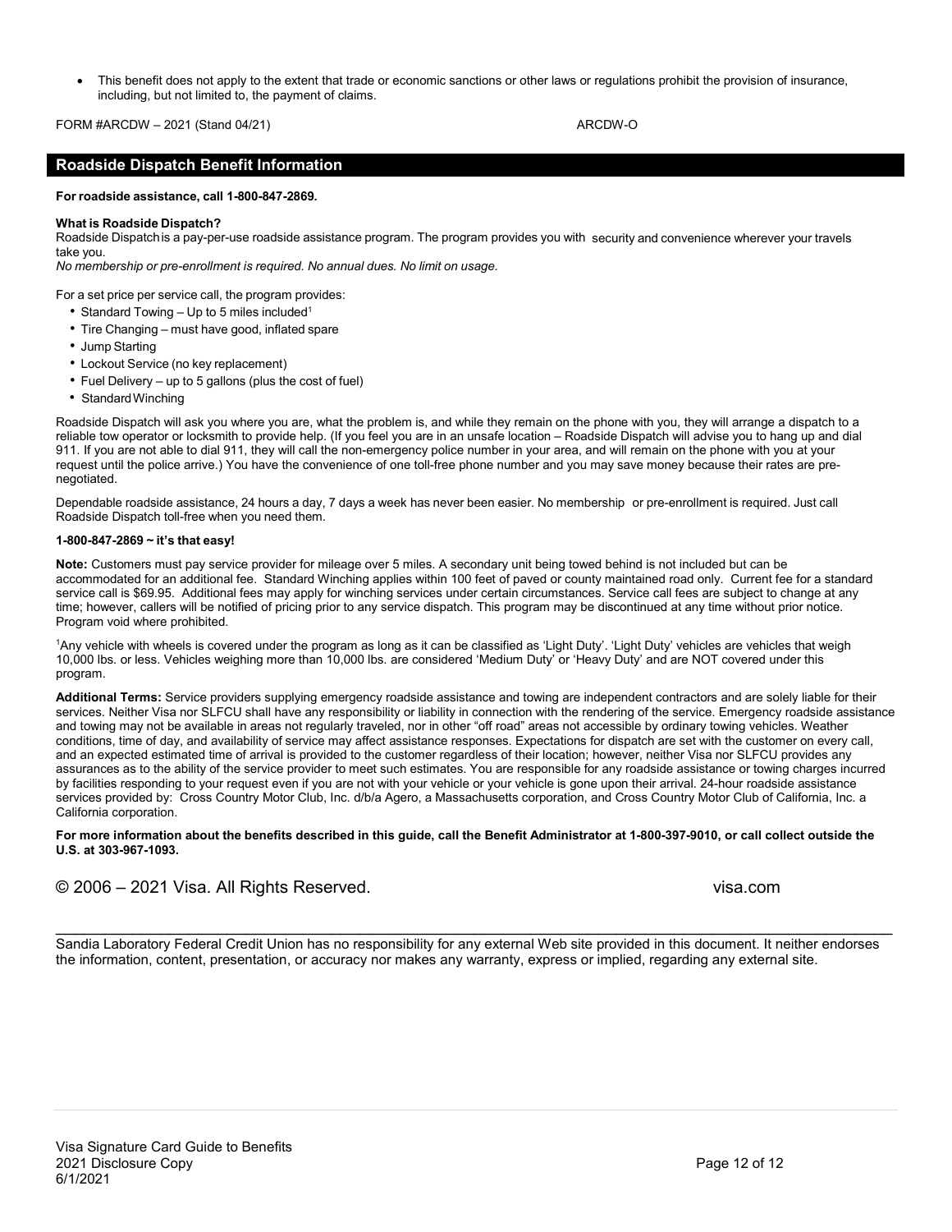- This benefit does not apply to the extent that trade or economic sanctions or other laws or regulations prohibit the provision of insurance, including, but not limited to, the payment of claims.

FORM #ARCDW – 2021 (Stand 04/21) ARCDW-O

## Roadside Dispatch Benefit Information

**For roadside assistance, call 1-800-847-2869.**

**What is Roadside Dispatch?**

Roadside Dispatch is a pay-per-use roadside assistance program. The program provides you with security and convenience wherever your travels take you.

*No membership or pre-enrollment is required. No annual dues. No limit on usage.*

For a set price per service call, the program provides:

- Standard Towing – Up to 5 miles included[1]
- Tire Changing – must have good, inflated spare
- Jump Starting
- Lockout Service (no key replacement)
- Fuel Delivery – up to 5 gallons (plus the cost of fuel)
- Standard Winching

Roadside Dispatch will ask you where you are, what the problem is, and while they remain on the phone with you, they will arrange a dispatch to a reliable tow operator or locksmith to provide help. (If you feel you are in an unsafe location – Roadside Dispatch will advise you to hang up and dial 911. If you are not able to dial 911, they will call the non-emergency police number in your area, and will remain on the phone with you at your request until the police arrive.) You have the convenience of one toll-free phone number and you may save money because their rates are pre-negotiated.

Dependable roadside assistance, 24 hours a day, 7 days a week has never been easier. No membership or pre-enrollment is required. Just call Roadside Dispatch toll-free when you need them.

**1-800-847-2869 ~ it's that easy!**

**Note:** Customers must pay service provider for mileage over 5 miles. A secondary unit being towed behind is not included but can be accommodated for an additional fee. Standard Winching applies within 100 feet of paved or county maintained road only. Current fee for a standard service call is $69.95. Additional fees may apply for winching services under certain circumstances. Service call fees are subject to change at any time; however, callers will be notified of pricing prior to any service dispatch. This program may be discontinued at any time without prior notice. Program void where prohibited.

[1]Any vehicle with wheels is covered under the program as long as it can be classified as 'Light Duty'. 'Light Duty' vehicles are vehicles that weigh 10,000 lbs. or less. Vehicles weighing more than 10,000 lbs. are considered 'Medium Duty' or 'Heavy Duty' and are NOT covered under this program.

**Additional Terms:** Service providers supplying emergency roadside assistance and towing are independent contractors and are solely liable for their services. Neither Visa nor SLFCU shall have any responsibility or liability in connection with the rendering of the service. Emergency roadside assistance and towing may not be available in areas not regularly traveled, nor in other "off road" areas not accessible by ordinary towing vehicles. Weather conditions, time of day, and availability of service may affect assistance responses. Expectations for dispatch are set with the customer on every call, and an expected estimated time of arrival is provided to the customer regardless of their location; however, neither Visa nor SLFCU provides any assurances as to the ability of the service provider to meet such estimates. You are responsible for any roadside assistance or towing charges incurred by facilities responding to your request even if you are not with your vehicle or your vehicle is gone upon their arrival. 24-hour roadside assistance services provided by: Cross Country Motor Club, Inc. d/b/a Agero, a Massachusetts corporation, and Cross Country Motor Club of California, Inc. a California corporation.

**For more information about the benefits described in this guide, call the Benefit Administrator at 1-800-397-9010, or call collect outside the U.S. at 303-967-1093.**

© 2006 – 2021 Visa. All Rights Reserved. visa.com

---

Sandia Laboratory Federal Credit Union has no responsibility for any external Web site provided in this document. It neither endorses the information, content, presentation, or accuracy nor makes any warranty, express or implied, regarding any external site.